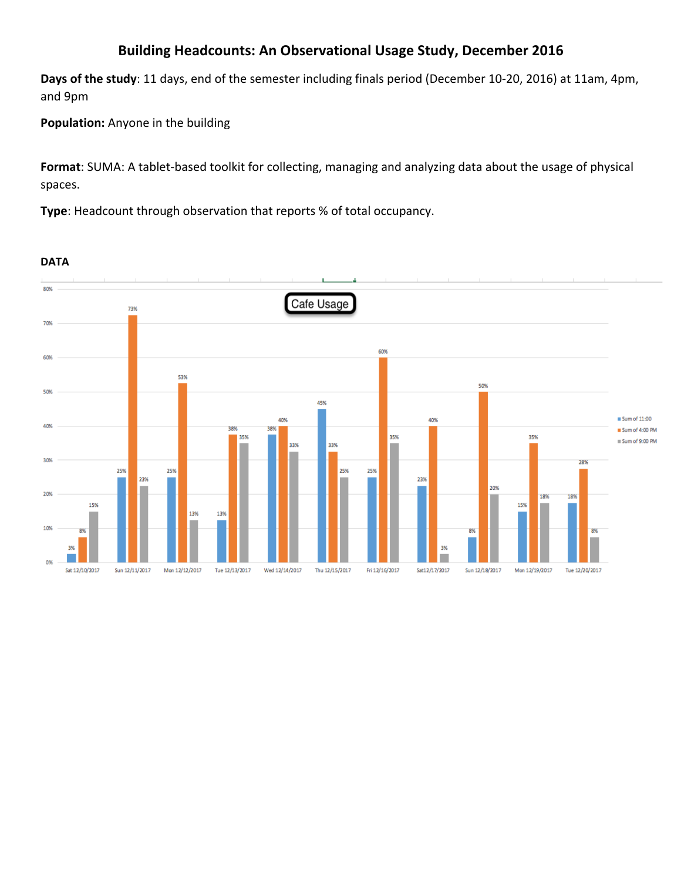# Building Headcounts: An Observational Usage Study, December 2016

**Days of the study**: 11 days, end of the semester including finals period (December 10-20, 2016) at 11am, 4pm, and 9pm

**Population:** Anyone in the building

**Format**: SUMA: A tablet-based toolkit for collecting, managing and analyzing data about the usage of physical spaces.

**Type**: Headcount through observation that reports % of total occupancy.

**DATA**

Cafe Usage

| | Sum of 11:00 | Sum of 4:00 PM | Sum of 9:00 PM |
|---|---|---|---|
| Sat 12/10/2017 | 3% | 8% | 15% |
| Sun 12/11/2017 | 25% | 73% | 23% |
| Mon 12/12/2017 | 25% | 53% | 13% |
| Tue 12/13/2017 | 13% | 38% | 35% |
| Wed 12/14/2017 | 38% | 40% | 33% |
| Thu 12/15/2017 | 45% | 33% | 25% |
| Fri 12/16/2017 | 25% | 60% | 35% |
| Sat12/17/2017 | 23% | 40% | 3% |
| Sun 12/18/2017 | 8% | 50% | 20% |
| Mon 12/19/2017 | 15% | 35% | 18% |
| Tue 12/20/2017 | 18% | 28% | 8% |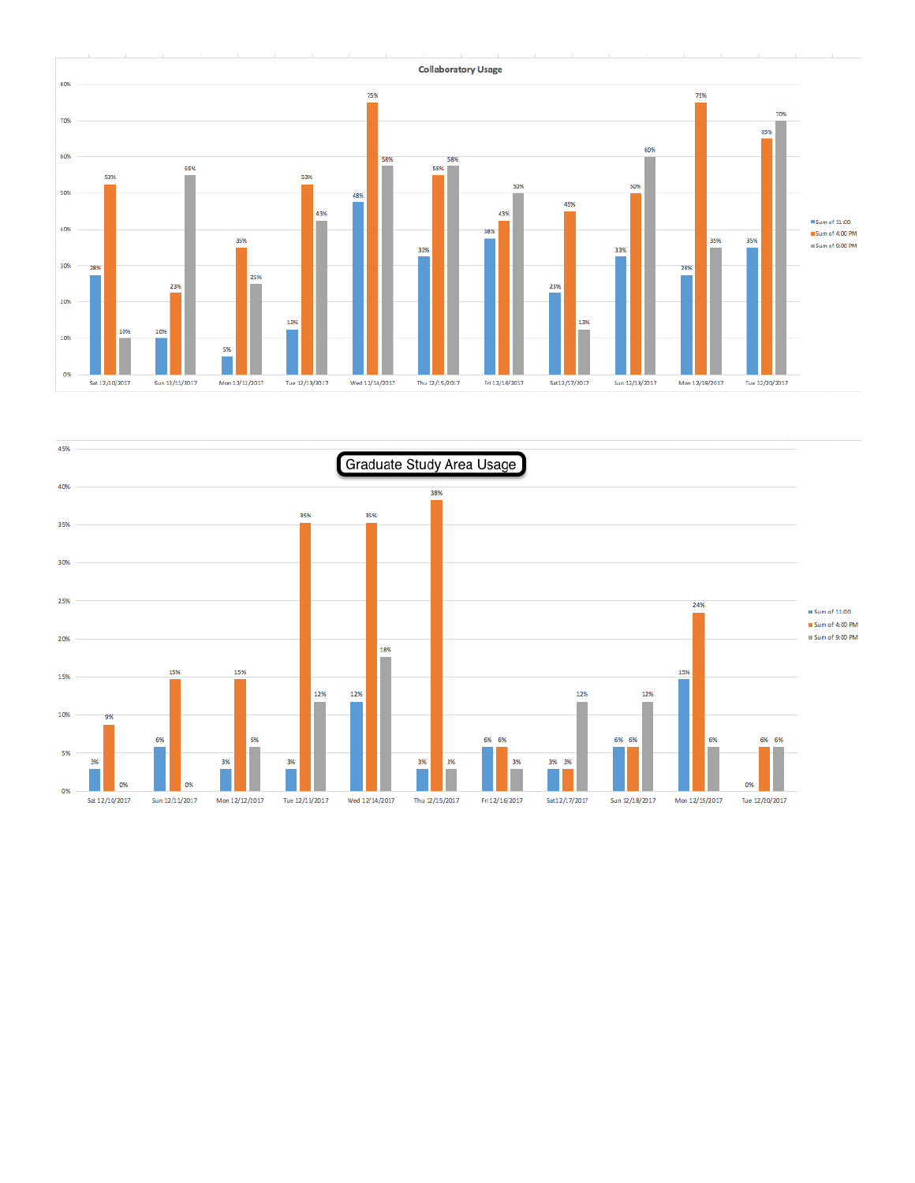## Collaboratory Usage

| Date | Sum of 11:00 | Sum of 4:00 PM | Sum of 9:00 PM |
|---|---|---|---|
| Sat 12/10/2017 | 28% | 53% | 10% |
| Sun 12/11/2017 | 10% | 23% | 55% |
| Mon 12/12/2017 | 5% | 35% | 25% |
| Tue 12/13/2017 | 13% | 53% | 43% |
| Wed 12/14/2017 | 48% | 75% | 58% |
| Thu 12/15/2017 | 33% | 55% | 58% |
| Fri 12/16/2017 | 38% | 43% | 50% |
| Sat 12/17/2017 | 23% | 45% | 13% |
| Sun 12/18/2017 | 33% | 50% | 60% |
| Mon 12/19/2017 | 28% | 75% | 35% |
| Tue 12/20/2017 | 35% | 65% | 70% |

## Graduate Study Area Usage

| Date | Sum of 11:00 | Sum of 4:00 PM | Sum of 9:00 PM |
|---|---|---|---|
| Sat 12/10/2017 | 3% | 9% | 0% |
| Sun 12/11/2017 | 6% | 15% | 0% |
| Mon 12/12/2017 | 3% | 15% | 6% |
| Tue 12/13/2017 | 3% | 35% | 12% |
| Wed 12/14/2017 | 12% | 35% | 18% |
| Thu 12/15/2017 | 3% | 38% | 3% |
| Fri 12/16/2017 | 6% | 6% | 3% |
| Sat 12/17/2017 | 3% | 3% | 12% |
| Sun 12/18/2017 | 6% | 6% | 12% |
| Mon 12/19/2017 | 15% | 24% | 6% |
| Tue 12/20/2017 | 0% | 6% | 6% |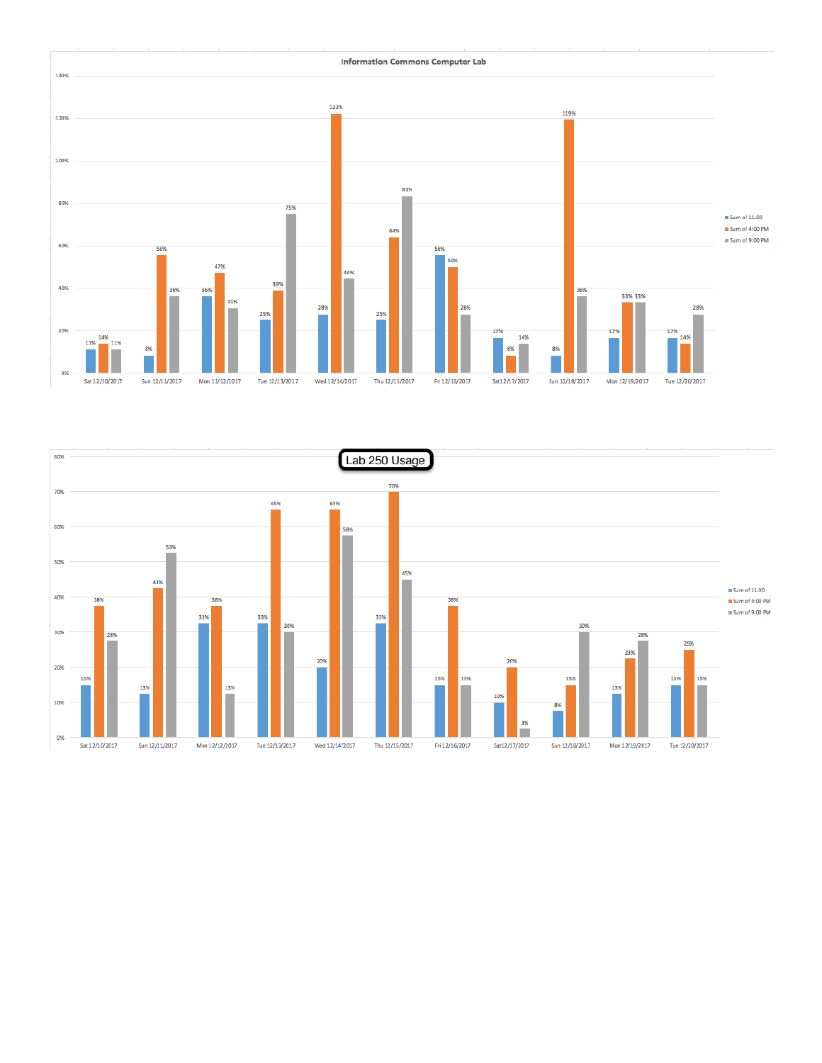## Information Commons Computer Lab

| Date | Sum of 11:00 | Sum of 4:00 PM | Sum of 9:00 PM |
|---|---|---|---|
| Sat 12/10/2017 | 11% | 14% | 11% |
| Sun 12/11/2017 | 8% | 56% | 36% |
| Mon 12/12/2017 | 36% | 47% | 31% |
| Tue 12/13/2017 | 25% | 39% | 75% |
| Wed 12/14/2017 | 28% | 122% | 44% |
| Thu 12/15/2017 | 25% | 64% | 83% |
| Fri 12/16/2017 | 56% | 50% | 28% |
| Sat12/17/2017 | 17% | 8% | 14% |
| Sun 12/18/2017 | 8% | 119% | 36% |
| Mon 12/19/2017 | 17% | 33% | 33% |
| Tue 12/20/2017 | 17% | 14% | 28% |

## Lab 250 Usage

| Date | Sum of 11:00 | Sum of 4:00 PM | Sum of 9:00 PM |
|---|---|---|---|
| Sat 12/10/2017 | 15% | 38% | 28% |
| Sun 12/11/2017 | 13% | 43% | 53% |
| Mon 12/12/2017 | 33% | 38% | 13% |
| Tue 12/13/2017 | 33% | 65% | 30% |
| Wed 12/14/2017 | 20% | 65% | 58% |
| Thu 12/15/2017 | 33% | 70% | 45% |
| Fri 12/16/2017 | 15% | 38% | 15% |
| Sat12/17/2017 | 10% | 20% | 3% |
| Sun 12/18/2017 | 8% | 15% | 30% |
| Mon 12/19/2017 | 13% | 23% | 28% |
| Tue 12/20/2017 | 15% | 25% | 15% |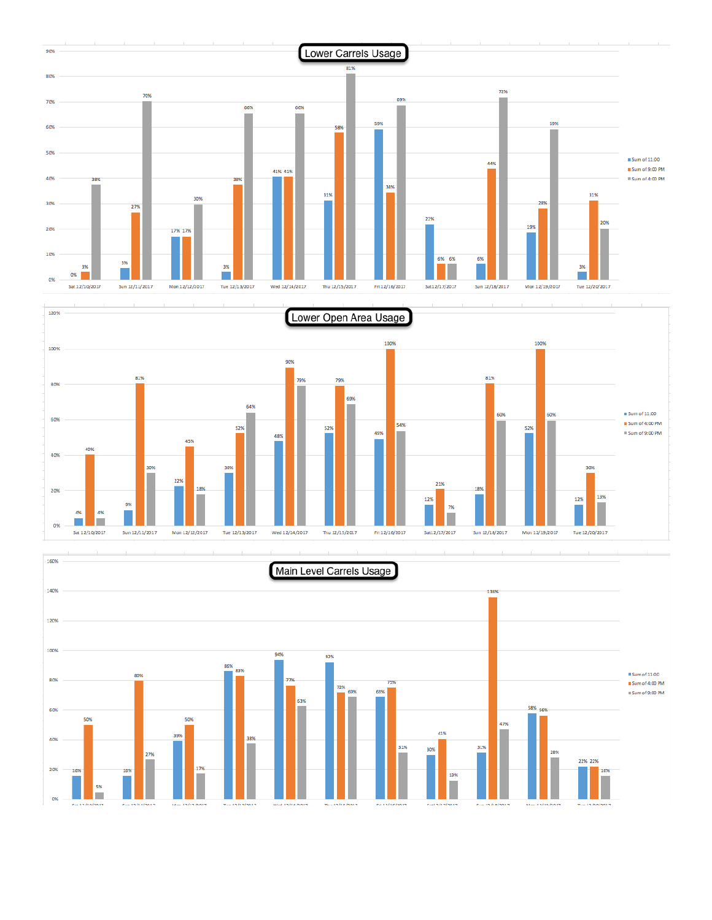## Lower Carrels Usage

| Date | Sum of 11:00 | Sum of 9:00 PM | Sum of 4:00 PM |
|---|---|---|---|
| Sat 12/10/2017 | 0% | 3% | 38% |
| Sun 12/11/2017 | 5% | 27% | 70% |
| Mon 12/12/2017 | 17% | 17% | 30% |
| Tue 12/13/2017 | 3% | 38% | 66% |
| Wed 12/14/2017 | 41% | 41% | 66% |
| Thu 12/15/2017 | 31% | 58% | 81% |
| Fri 12/16/2017 | 59% | 34% | 69% |
| Sat12/17/2017 | 21% | 6% | 6% |
| Sun 12/18/2017 | 6% | 44% | 72% |
| Mon 12/19/2017 | 19% | 28% | 59% |
| Tue 12/20/2017 | 3% | 31% | 20% |

## Lower Open Area Usage

| Date | Sum of 11:00 | Sum of 4:00 PM | Sum of 9:00 PM |
|---|---|---|---|
| Sat 12/10/2017 | 4% | 40% | 4% |
| Sun 12/11/2017 | 9% | 81% | 30% |
| Mon 12/12/2017 | 22% | 45% | 18% |
| Tue 12/13/2017 | 30% | 52% | 64% |
| Wed 12/14/2017 | 48% | 90% | 79% |
| Thu 12/15/2017 | 52% | 79% | 69% |
| Fri 12/16/2017 | 49% | 100% | 54% |
| Sat12/17/2017 | 12% | 21% | 7% |
| Sun 12/18/2017 | 18% | 81% | 60% |
| Mon 12/19/2017 | 52% | 100% | 60% |
| Tue 12/20/2017 | 12% | 30% | 13% |

## Main Level Carrels Usage

| Date | Sum of 11:00 | Sum of 4:00 PM | Sum of 9:00 PM |
|---|---|---|---|
| Sat 12/10/2017 | 16% | 50% | 5% |
| Sun 12/11/2017 | 16% | 80% | 27% |
| Mon 12/12/2017 | 39% | 50% | 17% |
| Tue 12/13/2017 | 86% | 83% | 38% |
| Wed 12/14/2017 | 94% | 77% | 63% |
| Thu 12/15/2017 | 92% | 72% | 69% |
| Fri 12/16/2017 | 69% | 75% | 31% |
| Sat12/17/2017 | 30% | 41% | 13% |
| Sun 12/18/2017 | 31% | 136% | 47% |
| Mon 12/19/2017 | 58% | 56% | 28% |
| Tue 12/20/2017 | 22% | 22% | 16% |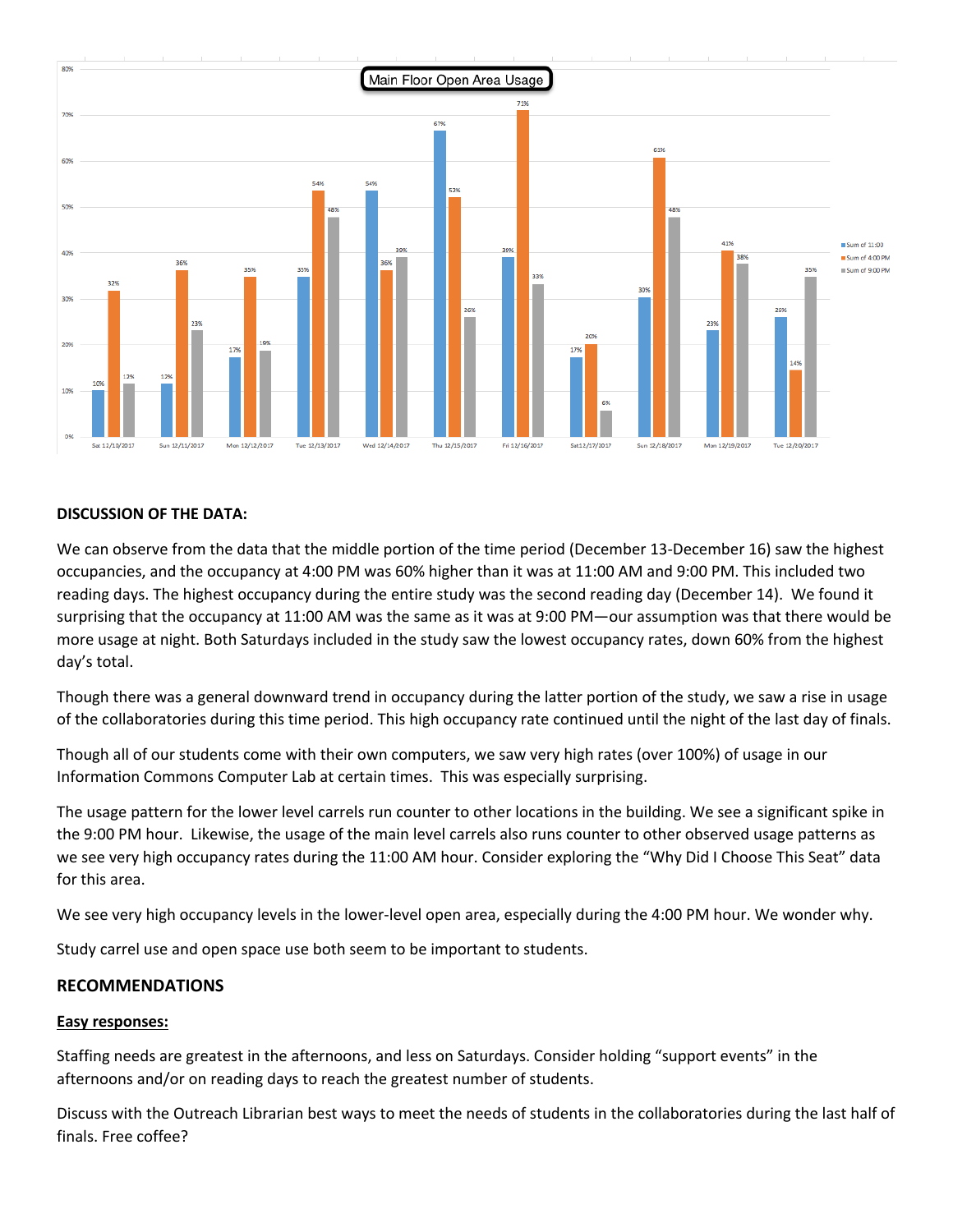**Main Floor Open Area Usage**

| | Sum of 11:00 | Sum of 4:00 PM | Sum of 9:00 PM |
|---|---|---|---|
| Sat 12/10/2017 | 10% | 32% | 12% |
| Sun 12/11/2017 | 12% | 36% | 23% |
| Mon 12/12/2017 | 17% | 35% | 19% |
| Tue 12/13/2017 | 35% | 54% | 48% |
| Wed 12/14/2017 | 54% | 36% | 39% |
| Thu 12/15/2017 | 67% | 52% | 26% |
| Fri 12/16/2017 | 39% | 71% | 33% |
| Sat12/17/2017 | 17% | 20% | 6% |
| Sun 12/18/2017 | 30% | 61% | 48% |
| Mon 12/19/2017 | 23% | 41% | 38% |
| Tue 12/20/2017 | 26% | 14% | 35% |

**DISCUSSION OF THE DATA:**

We can observe from the data that the middle portion of the time period (December 13-December 16) saw the highest occupancies, and the occupancy at 4:00 PM was 60% higher than it was at 11:00 AM and 9:00 PM. This included two reading days. The highest occupancy during the entire study was the second reading day (December 14). We found it surprising that the occupancy at 11:00 AM was the same as it was at 9:00 PM—our assumption was that there would be more usage at night. Both Saturdays included in the study saw the lowest occupancy rates, down 60% from the highest day's total.

Though there was a general downward trend in occupancy during the latter portion of the study, we saw a rise in usage of the collaboratories during this time period. This high occupancy rate continued until the night of the last day of finals.

Though all of our students come with their own computers, we saw very high rates (over 100%) of usage in our Information Commons Computer Lab at certain times. This was especially surprising.

The usage pattern for the lower level carrels run counter to other locations in the building. We see a significant spike in the 9:00 PM hour. Likewise, the usage of the main level carrels also runs counter to other observed usage patterns as we see very high occupancy rates during the 11:00 AM hour. Consider exploring the "Why Did I Choose This Seat" data for this area.

We see very high occupancy levels in the lower-level open area, especially during the 4:00 PM hour. We wonder why.

Study carrel use and open space use both seem to be important to students.

## RECOMMENDATIONS

**Easy responses:**

Staffing needs are greatest in the afternoons, and less on Saturdays. Consider holding "support events" in the afternoons and/or on reading days to reach the greatest number of students.

Discuss with the Outreach Librarian best ways to meet the needs of students in the collaboratories during the last half of finals. Free coffee?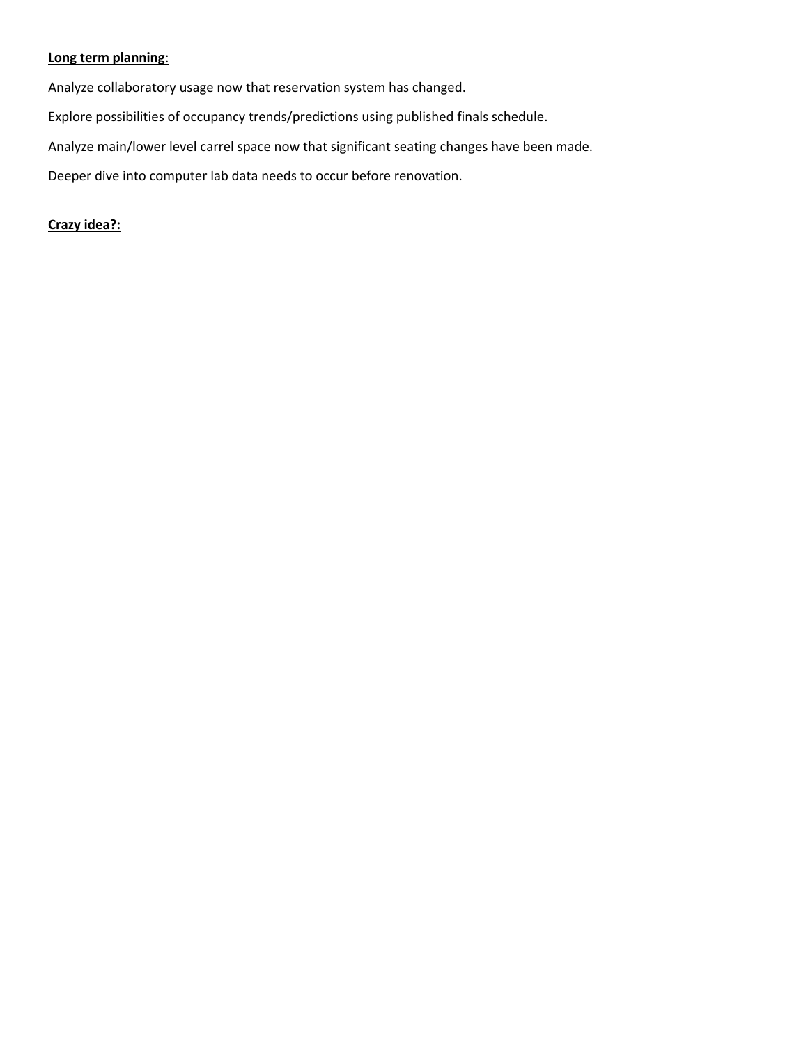**<u>Long term planning</u>**:

Analyze collaboratory usage now that reservation system has changed.

Explore possibilities of occupancy trends/predictions using published finals schedule.

Analyze main/lower level carrel space now that significant seating changes have been made.

Deeper dive into computer lab data needs to occur before renovation.

**<u>Crazy idea?:</u>**